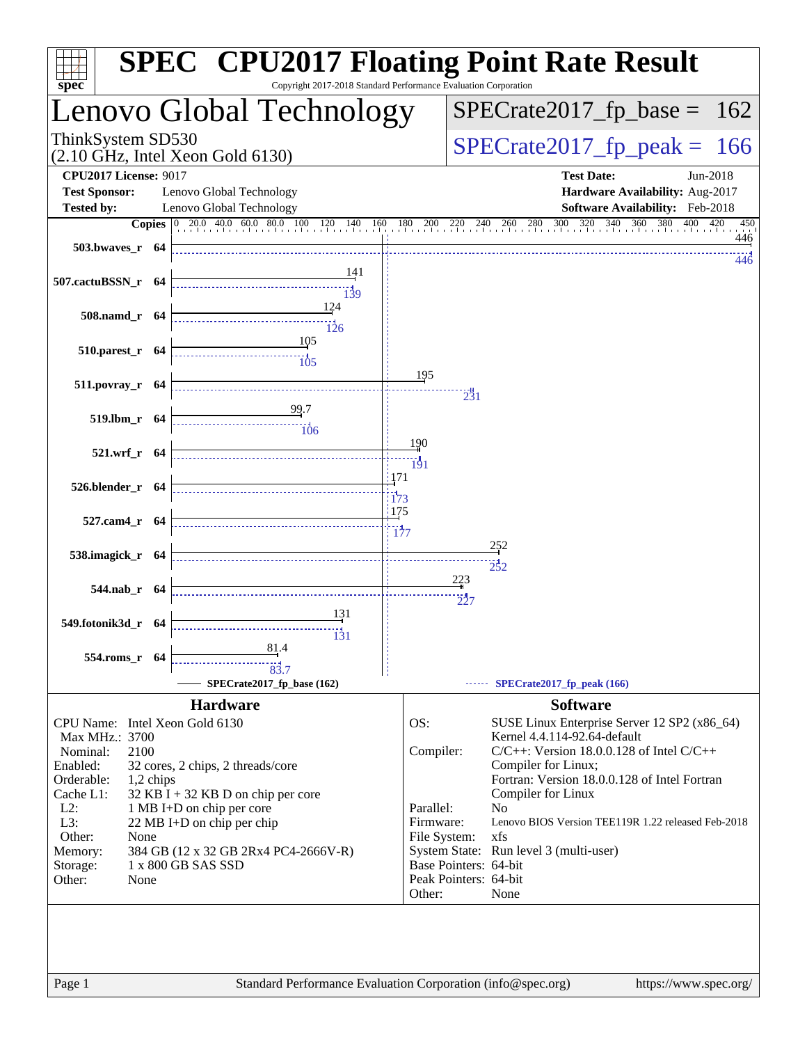# SPEC CPU2017 Floating Point Rate Result

Copyright 2017-2018 Standard Performance Evaluation Corporation

## Lenovo Global Technology

ThinkSystem SD530
(2.10 GHz, Intel Xeon Gold 6130)

SPECrate2017_fp_base = 162

SPECrate2017_fp_peak = 166

| | | | |
|---|---|---|---|
| **CPU2017 License:** | 9017 | **Test Date:** | Jun-2018 |
| **Test Sponsor:** | Lenovo Global Technology | **Hardware Availability:** | Aug-2017 |
| **Tested by:** | Lenovo Global Technology | **Software Availability:** | Feb-2018 |

| Benchmark | Copies | Base | Peak |
|---|---|---|---|
| 503.bwaves_r | 64 | 446 | 446 |
| 507.cactuBSSN_r | 64 | 141 | 139 |
| 508.namd_r | 64 | 124 | 126 |
| 510.parest_r | 64 | 105 | 105 |
| 511.povray_r | 64 | 195 | 231 |
| 519.lbm_r | 64 | 99.7 | 106 |
| 521.wrf_r | 64 | 190 | 191 |
| 526.blender_r | 64 | 171 | 173 |
| 527.cam4_r | 64 | 175 | 177 |
| 538.imagick_r | 64 | 252 | 252 |
| 544.nab_r | 64 | 223 | 227 |
| 549.fotonik3d_r | 64 | 131 | 131 |
| 554.roms_r | 64 | 81.4 | 83.7 |

SPECrate2017_fp_base (162) — SPECrate2017_fp_peak (166)

### Hardware

| | |
|---|---|
| CPU Name: | Intel Xeon Gold 6130 |
| Max MHz.: | 3700 |
| Nominal: | 2100 |
| Enabled: | 32 cores, 2 chips, 2 threads/core |
| Orderable: | 1,2 chips |
| Cache L1: | 32 KB I + 32 KB D on chip per core |
| L2: | 1 MB I+D on chip per core |
| L3: | 22 MB I+D on chip per chip |
| Other: | None |
| Memory: | 384 GB (12 x 32 GB 2Rx4 PC4-2666V-R) |
| Storage: | 1 x 800 GB SAS SSD |
| Other: | None |

### Software

| | |
|---|---|
| OS: | SUSE Linux Enterprise Server 12 SP2 (x86_64) Kernel 4.4.114-92.64-default |
| Compiler: | C/C++: Version 18.0.0.128 of Intel C/C++ Compiler for Linux; Fortran: Version 18.0.0.128 of Intel Fortran Compiler for Linux |
| Parallel: | No |
| Firmware: | Lenovo BIOS Version TEE119R 1.22 released Feb-2018 |
| File System: | xfs |
| System State: | Run level 3 (multi-user) |
| Base Pointers: | 64-bit |
| Peak Pointers: | 64-bit |
| Other: | None |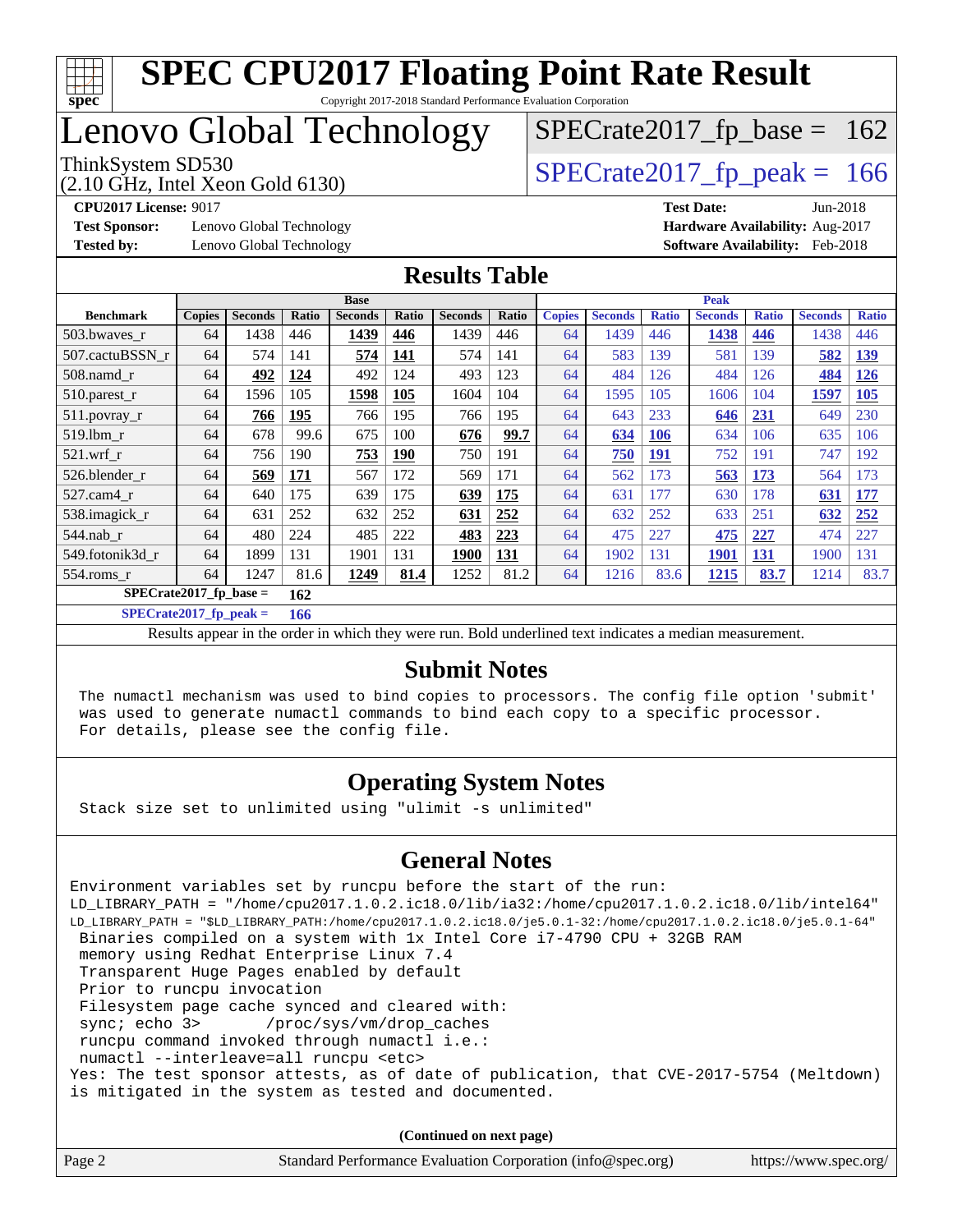# SPEC CPU2017 Floating Point Rate Result

Copyright 2017-2018 Standard Performance Evaluation Corporation

# Lenovo Global Technology

ThinkSystem SD530
(2.10 GHz, Intel Xeon Gold 6130)

SPECrate2017_fp_base = 162

SPECrate2017_fp_peak = 166

**CPU2017 License:** 9017
**Test Sponsor:** Lenovo Global Technology
**Tested by:** Lenovo Global Technology

**Test Date:** Jun-2018
**Hardware Availability:** Aug-2017
**Software Availability:** Feb-2018

## Results Table

| Benchmark | Base | | | | | | | Peak | | | | | | |
|---|---|---|---|---|---|---|---|---|---|---|---|---|---|---|
| | Copies | Seconds | Ratio | Seconds | Ratio | Seconds | Ratio | Copies | Seconds | Ratio | Seconds | Ratio | Seconds | Ratio |
| 503.bwaves_r | 64 | 1438 | 446 | **1439** | **446** | 1439 | 446 | 64 | 1439 | 446 | **1438** | **446** | 1438 | 446 |
| 507.cactuBSSN_r | 64 | 574 | 141 | **574** | **141** | 574 | 141 | 64 | 583 | 139 | 581 | 139 | **582** | **139** |
| 508.namd_r | 64 | **492** | **124** | 492 | 124 | 493 | 123 | 64 | 484 | 126 | 484 | 126 | **484** | **126** |
| 510.parest_r | 64 | 1596 | 105 | **1598** | **105** | 1604 | 104 | 64 | 1595 | 105 | 1606 | 104 | **1597** | **105** |
| 511.povray_r | 64 | **766** | **195** | 766 | 195 | 766 | 195 | 64 | 643 | 233 | **646** | **231** | 649 | 230 |
| 519.lbm_r | 64 | 678 | 99.6 | 675 | 100 | **676** | **99.7** | 64 | **634** | **106** | 634 | 106 | 635 | 106 |
| 521.wrf_r | 64 | 756 | 190 | **753** | **190** | 750 | 191 | 64 | **750** | **191** | 752 | 191 | 747 | 192 |
| 526.blender_r | 64 | **569** | **171** | 567 | 172 | 569 | 171 | 64 | 562 | 173 | **563** | **173** | 564 | 173 |
| 527.cam4_r | 64 | 640 | 175 | 639 | 175 | **639** | **175** | 64 | 631 | 177 | 630 | 178 | **631** | **177** |
| 538.imagick_r | 64 | 631 | 252 | 632 | 252 | **631** | **252** | 64 | 632 | 252 | 633 | 251 | **632** | **252** |
| 544.nab_r | 64 | 480 | 224 | 485 | 222 | **483** | **223** | 64 | 475 | 227 | **475** | **227** | 474 | 227 |
| 549.fotonik3d_r | 64 | 1899 | 131 | 1901 | 131 | **1900** | **131** | 64 | 1902 | 131 | **1901** | **131** | 1900 | 131 |
| 554.roms_r | 64 | 1247 | 81.6 | **1249** | **81.4** | 1252 | 81.2 | 64 | 1216 | 83.6 | **1215** | **83.7** | 1214 | 83.7 |

**SPECrate2017_fp_base = 162**

**SPECrate2017_fp_peak = 166**

Results appear in the order in which they were run. Bold underlined text indicates a median measurement.

## Submit Notes

```
The numactl mechanism was used to bind copies to processors. The config file option 'submit'
was used to generate numactl commands to bind each copy to a specific processor.
For details, please see the config file.
```

## Operating System Notes

```
Stack size set to unlimited using "ulimit -s unlimited"
```

## General Notes

```
Environment variables set by runcpu before the start of the run:
LD_LIBRARY_PATH = "/home/cpu2017.1.0.2.ic18.0/lib/ia32:/home/cpu2017.1.0.2.ic18.0/lib/intel64"
LD_LIBRARY_PATH = "$LD_LIBRARY_PATH:/home/cpu2017.1.0.2.ic18.0/je5.0.1-32:/home/cpu2017.1.0.2.ic18.0/je5.0.1-64"
 Binaries compiled on a system with 1x Intel Core i7-4790 CPU + 32GB RAM
 memory using Redhat Enterprise Linux 7.4
 Transparent Huge Pages enabled by default
 Prior to runcpu invocation
 Filesystem page cache synced and cleared with:
 sync; echo 3>       /proc/sys/vm/drop_caches
 runcpu command invoked through numactl i.e.:
 numactl --interleave=all runcpu <etc>
Yes: The test sponsor attests, as of date of publication, that CVE-2017-5754 (Meltdown)
is mitigated in the system as tested and documented.
```

**(Continued on next page)**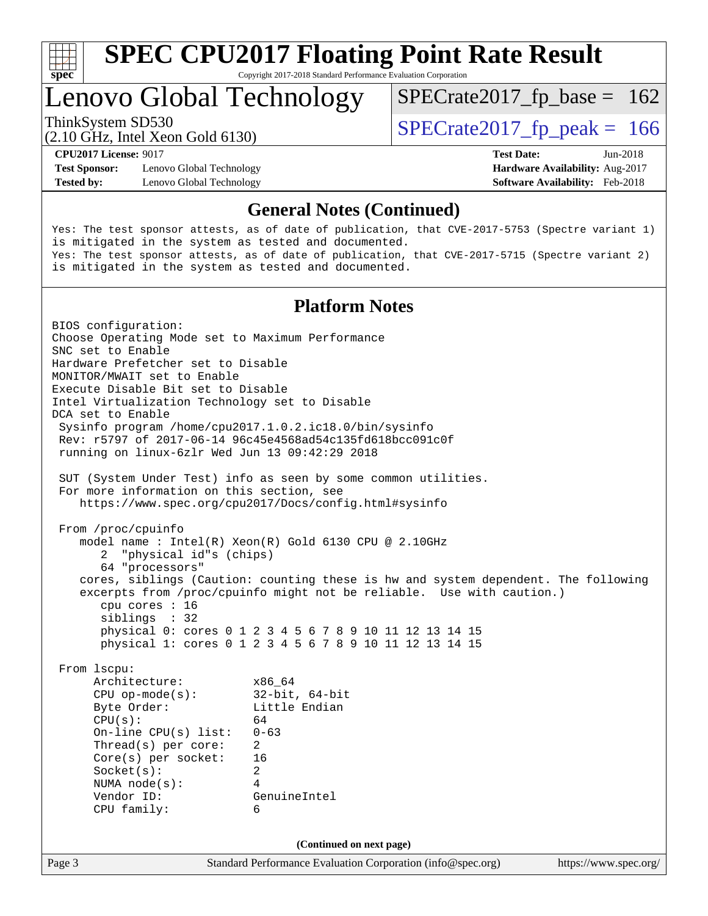## General Notes (Continued)

```
Yes: The test sponsor attests, as of date of publication, that CVE-2017-5753 (Spectre variant 1)
is mitigated in the system as tested and documented.
Yes: The test sponsor attests, as of date of publication, that CVE-2017-5715 (Spectre variant 2)
is mitigated in the system as tested and documented.
```

## Platform Notes

```
BIOS configuration:
Choose Operating Mode set to Maximum Performance
SNC set to Enable
Hardware Prefetcher set to Disable
MONITOR/MWAIT set to Enable
Execute Disable Bit set to Disable
Intel Virtualization Technology set to Disable
DCA set to Enable
 Sysinfo program /home/cpu2017.1.0.2.ic18.0/bin/sysinfo
 Rev: r5797 of 2017-06-14 96c45e4568ad54c135fd618bcc091c0f
 running on linux-6zlr Wed Jun 13 09:42:29 2018

 SUT (System Under Test) info as seen by some common utilities.
 For more information on this section, see
    https://www.spec.org/cpu2017/Docs/config.html#sysinfo

 From /proc/cpuinfo
    model name : Intel(R) Xeon(R) Gold 6130 CPU @ 2.10GHz
       2  "physical id"s (chips)
       64 "processors"
    cores, siblings (Caution: counting these is hw and system dependent. The following
    excerpts from /proc/cpuinfo might not be reliable.  Use with caution.)
       cpu cores : 16
       siblings  : 32
       physical 0: cores 0 1 2 3 4 5 6 7 8 9 10 11 12 13 14 15
       physical 1: cores 0 1 2 3 4 5 6 7 8 9 10 11 12 13 14 15

 From lscpu:
      Architecture:          x86_64
      CPU op-mode(s):        32-bit, 64-bit
      Byte Order:            Little Endian
      CPU(s):                64
      On-line CPU(s) list:   0-63
      Thread(s) per core:    2
      Core(s) per socket:    16
      Socket(s):             2
      NUMA node(s):          4
      Vendor ID:             GenuineIntel
      CPU family:            6
```

**(Continued on next page)**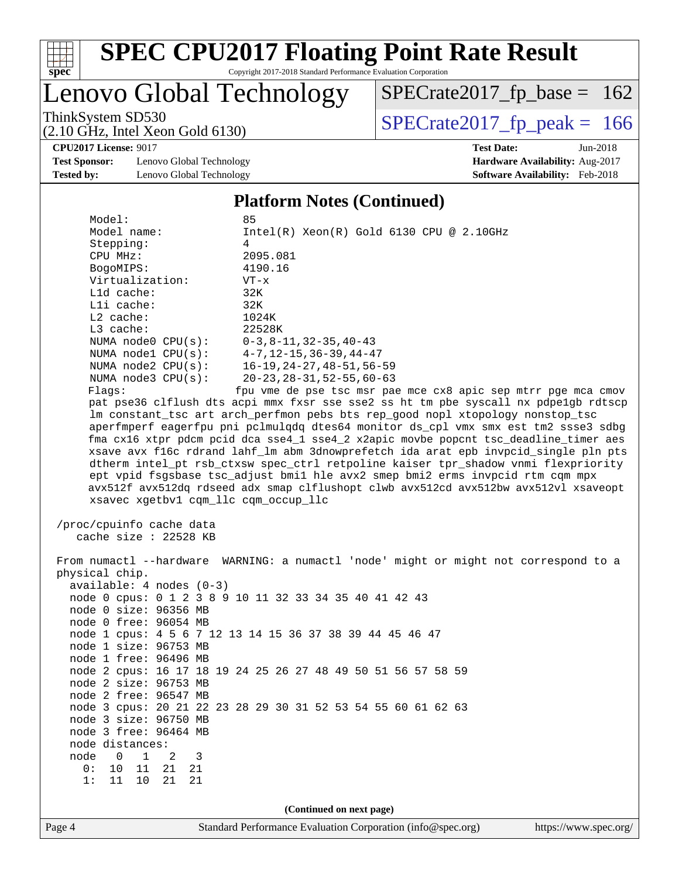# SPEC CPU2017 Floating Point Rate Result

Copyright 2017-2018 Standard Performance Evaluation Corporation

## Lenovo Global Technology

ThinkSystem SD530
(2.10 GHz, Intel Xeon Gold 6130)

SPECrate2017_fp_base = 162

SPECrate2017_fp_peak = 166

**CPU2017 License:** 9017
**Test Sponsor:** Lenovo Global Technology
**Tested by:** Lenovo Global Technology
**Test Date:** Jun-2018
**Hardware Availability:** Aug-2017
**Software Availability:** Feb-2018

### Platform Notes (Continued)

```
     Model:                 85
     Model name:            Intel(R) Xeon(R) Gold 6130 CPU @ 2.10GHz
     Stepping:              4
     CPU MHz:               2095.081
     BogoMIPS:              4190.16
     Virtualization:        VT-x
     L1d cache:             32K
     L1i cache:             32K
     L2 cache:              1024K
     L3 cache:              22528K
     NUMA node0 CPU(s):     0-3,8-11,32-35,40-43
     NUMA node1 CPU(s):     4-7,12-15,36-39,44-47
     NUMA node2 CPU(s):     16-19,24-27,48-51,56-59
     NUMA node3 CPU(s):     20-23,28-31,52-55,60-63
     Flags:                fpu vme de pse tsc msr pae mce cx8 apic sep mtrr pge mca cmov
     pat pse36 clflush dts acpi mmx fxsr sse sse2 ss ht tm pbe syscall nx pdpe1gb rdtscp
     lm constant_tsc art arch_perfmon pebs bts rep_good nopl xtopology nonstop_tsc
     aperfmperf eagerfpu pni pclmulqdq dtes64 monitor ds_cpl vmx smx est tm2 ssse3 sdbg
     fma cx16 xtpr pdcm pcid dca sse4_1 sse4_2 x2apic movbe popcnt tsc_deadline_timer aes
     xsave avx f16c rdrand lahf_lm abm 3dnowprefetch ida arat epb invpcid_single pln pts
     dtherm intel_pt rsb_ctxsw spec_ctrl retpoline kaiser tpr_shadow vnmi flexpriority
     ept vpid fsgsbase tsc_adjust bmi1 hle avx2 smep bmi2 erms invpcid rtm cqm mpx
     avx512f avx512dq rdseed adx smap clflushopt clwb avx512cd avx512bw avx512vl xsaveopt
     xsavec xgetbv1 cqm_llc cqm_occup_llc

 /proc/cpuinfo cache data
    cache size : 22528 KB

 From numactl --hardware  WARNING: a numactl 'node' might or might not correspond to a
 physical chip.
   available: 4 nodes (0-3)
   node 0 cpus: 0 1 2 3 8 9 10 11 32 33 34 35 40 41 42 43
   node 0 size: 96356 MB
   node 0 free: 96054 MB
   node 1 cpus: 4 5 6 7 12 13 14 15 36 37 38 39 44 45 46 47
   node 1 size: 96753 MB
   node 1 free: 96496 MB
   node 2 cpus: 16 17 18 19 24 25 26 27 48 49 50 51 56 57 58 59
   node 2 size: 96753 MB
   node 2 free: 96547 MB
   node 3 cpus: 20 21 22 23 28 29 30 31 52 53 54 55 60 61 62 63
   node 3 size: 96750 MB
   node 3 free: 96464 MB
   node distances:
   node   0   1   2   3
     0:  10  11  21  21
     1:  11  10  21  21
```

(Continued on next page)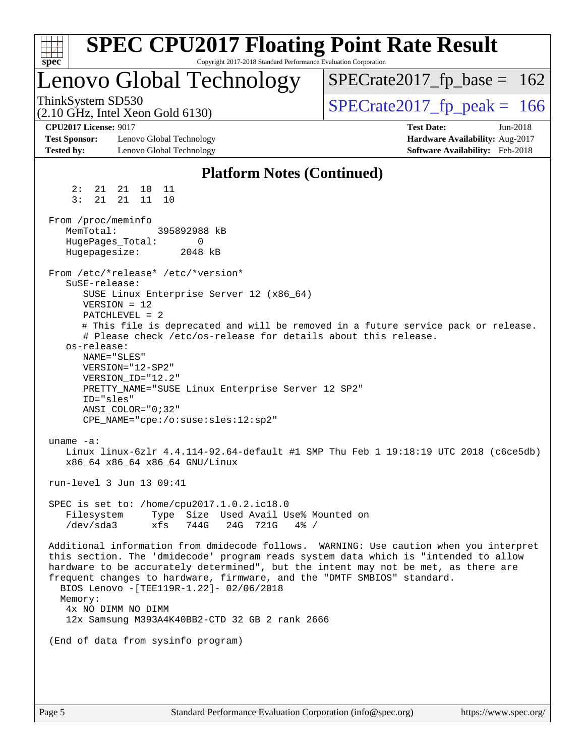## Platform Notes (Continued)

```
    2:  21  21  10  11
    3:  21  21  11  10

 From /proc/meminfo
    MemTotal:       395892988 kB
    HugePages_Total:        0
    Hugepagesize:        2048 kB

 From /etc/*release* /etc/*version*
    SuSE-release:
       SUSE Linux Enterprise Server 12 (x86_64)
       VERSION = 12
       PATCHLEVEL = 2
       # This file is deprecated and will be removed in a future service pack or release.
       # Please check /etc/os-release for details about this release.
    os-release:
       NAME="SLES"
       VERSION="12-SP2"
       VERSION_ID="12.2"
       PRETTY_NAME="SUSE Linux Enterprise Server 12 SP2"
       ID="sles"
       ANSI_COLOR="0;32"
       CPE_NAME="cpe:/o:suse:sles:12:sp2"

 uname -a:
    Linux linux-6zlr 4.4.114-92.64-default #1 SMP Thu Feb 1 19:18:19 UTC 2018 (c6ce5db)
    x86_64 x86_64 x86_64 GNU/Linux

 run-level 3 Jun 13 09:41

 SPEC is set to: /home/cpu2017.1.0.2.ic18.0
    Filesystem     Type  Size  Used Avail Use% Mounted on
    /dev/sda3      xfs   744G   24G  721G   4% /

 Additional information from dmidecode follows.  WARNING: Use caution when you interpret
 this section. The 'dmidecode' program reads system data which is "intended to allow
 hardware to be accurately determined", but the intent may not be met, as there are
 frequent changes to hardware, firmware, and the "DMTF SMBIOS" standard.
   BIOS Lenovo -[TEE119R-1.22]- 02/06/2018
   Memory:
    4x NO DIMM NO DIMM
    12x Samsung M393A4K40BB2-CTD 32 GB 2 rank 2666

 (End of data from sysinfo program)
```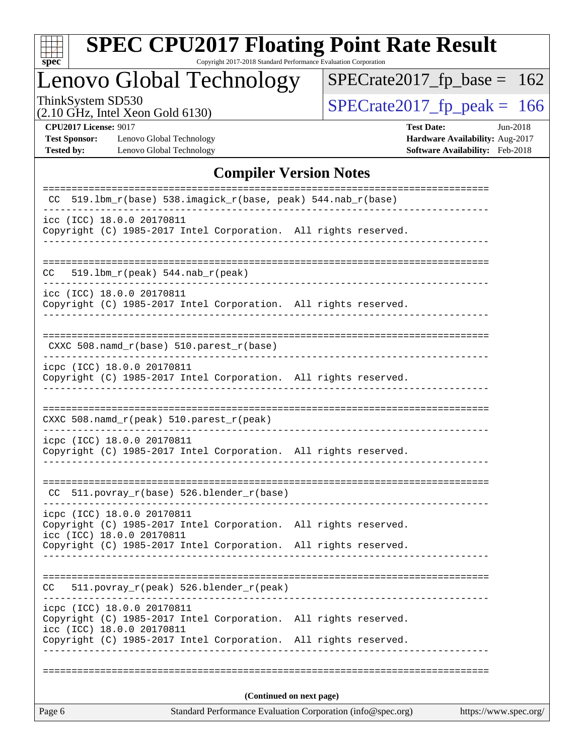## Compiler Version Notes

```
==============================================================================
 CC  519.lbm_r(base) 538.imagick_r(base, peak) 544.nab_r(base)
------------------------------------------------------------------------------
icc (ICC) 18.0.0 20170811
Copyright (C) 1985-2017 Intel Corporation.  All rights reserved.
------------------------------------------------------------------------------

==============================================================================
 CC  519.lbm_r(peak) 544.nab_r(peak)
------------------------------------------------------------------------------
icc (ICC) 18.0.0 20170811
Copyright (C) 1985-2017 Intel Corporation.  All rights reserved.
------------------------------------------------------------------------------

==============================================================================
 CXXC 508.namd_r(base) 510.parest_r(base)
------------------------------------------------------------------------------
icpc (ICC) 18.0.0 20170811
Copyright (C) 1985-2017 Intel Corporation.  All rights reserved.
------------------------------------------------------------------------------

==============================================================================
 CXXC 508.namd_r(peak) 510.parest_r(peak)
------------------------------------------------------------------------------
icpc (ICC) 18.0.0 20170811
Copyright (C) 1985-2017 Intel Corporation.  All rights reserved.
------------------------------------------------------------------------------

==============================================================================
 CC  511.povray_r(base) 526.blender_r(base)
------------------------------------------------------------------------------
icpc (ICC) 18.0.0 20170811
Copyright (C) 1985-2017 Intel Corporation.  All rights reserved.
icc (ICC) 18.0.0 20170811
Copyright (C) 1985-2017 Intel Corporation.  All rights reserved.
------------------------------------------------------------------------------

==============================================================================
 CC  511.povray_r(peak) 526.blender_r(peak)
------------------------------------------------------------------------------
icpc (ICC) 18.0.0 20170811
Copyright (C) 1985-2017 Intel Corporation.  All rights reserved.
icc (ICC) 18.0.0 20170811
Copyright (C) 1985-2017 Intel Corporation.  All rights reserved.
------------------------------------------------------------------------------

==============================================================================
```

**(Continued on next page)**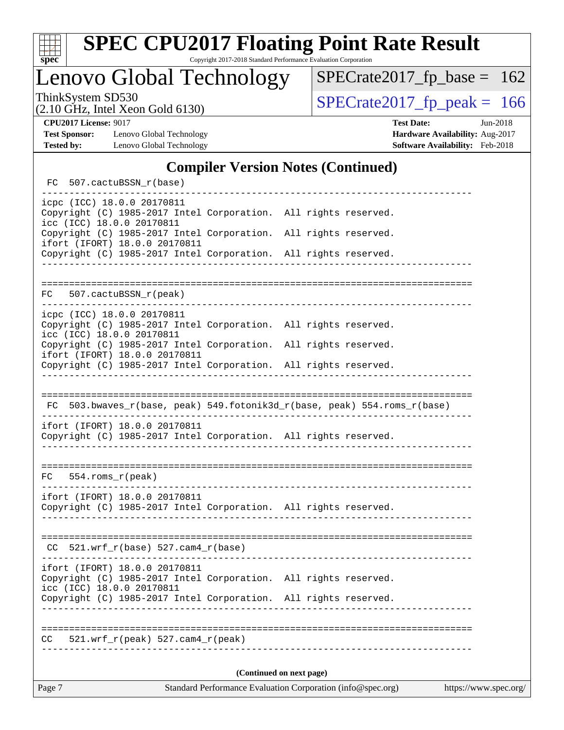## Compiler Version Notes (Continued)

```
 FC  507.cactuBSSN_r(base)
------------------------------------------------------------------------------
icpc (ICC) 18.0.0 20170811
Copyright (C) 1985-2017 Intel Corporation.  All rights reserved.
icc (ICC) 18.0.0 20170811
Copyright (C) 1985-2017 Intel Corporation.  All rights reserved.
ifort (IFORT) 18.0.0 20170811
Copyright (C) 1985-2017 Intel Corporation.  All rights reserved.
------------------------------------------------------------------------------

==============================================================================
FC   507.cactuBSSN_r(peak)
------------------------------------------------------------------------------
icpc (ICC) 18.0.0 20170811
Copyright (C) 1985-2017 Intel Corporation.  All rights reserved.
icc (ICC) 18.0.0 20170811
Copyright (C) 1985-2017 Intel Corporation.  All rights reserved.
ifort (IFORT) 18.0.0 20170811
Copyright (C) 1985-2017 Intel Corporation.  All rights reserved.
------------------------------------------------------------------------------

==============================================================================
 FC  503.bwaves_r(base, peak) 549.fotonik3d_r(base, peak) 554.roms_r(base)
------------------------------------------------------------------------------
ifort (IFORT) 18.0.0 20170811
Copyright (C) 1985-2017 Intel Corporation.  All rights reserved.
------------------------------------------------------------------------------

==============================================================================
FC   554.roms_r(peak)
------------------------------------------------------------------------------
ifort (IFORT) 18.0.0 20170811
Copyright (C) 1985-2017 Intel Corporation.  All rights reserved.
------------------------------------------------------------------------------

==============================================================================
 CC  521.wrf_r(base) 527.cam4_r(base)
------------------------------------------------------------------------------
ifort (IFORT) 18.0.0 20170811
Copyright (C) 1985-2017 Intel Corporation.  All rights reserved.
icc (ICC) 18.0.0 20170811
Copyright (C) 1985-2017 Intel Corporation.  All rights reserved.
------------------------------------------------------------------------------

==============================================================================
CC   521.wrf_r(peak) 527.cam4_r(peak)
------------------------------------------------------------------------------
```

**(Continued on next page)**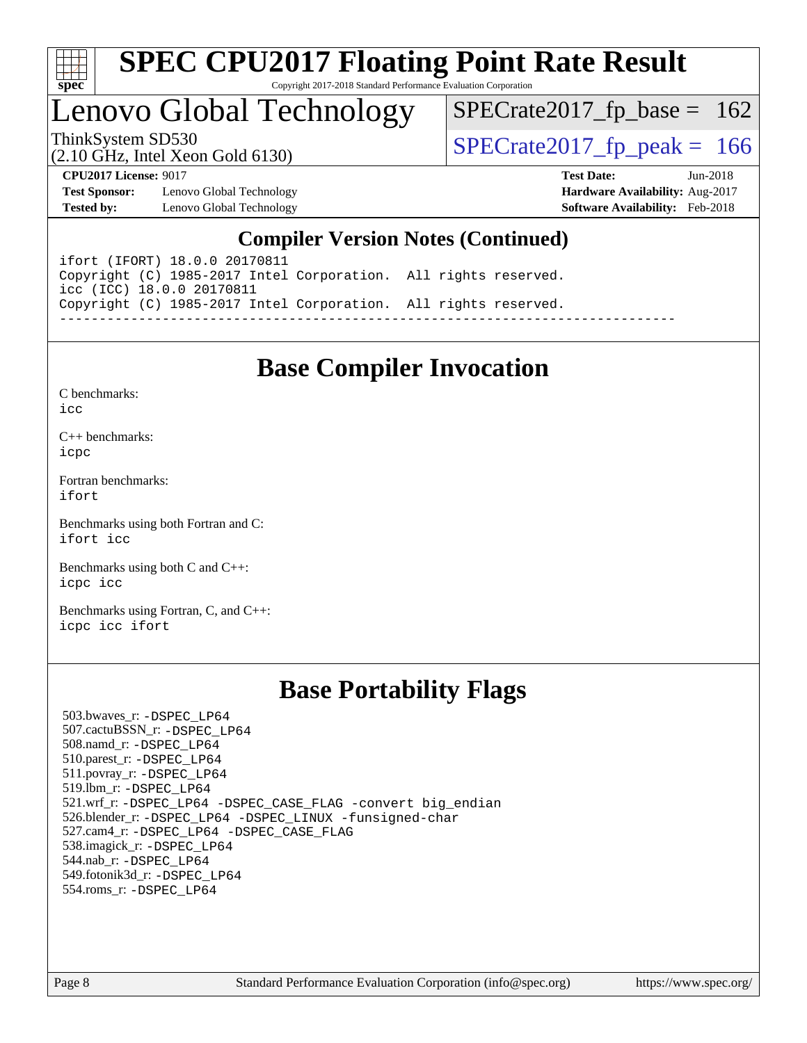## Compiler Version Notes (Continued)

```
ifort (IFORT) 18.0.0 20170811
Copyright (C) 1985-2017 Intel Corporation.  All rights reserved.
icc (ICC) 18.0.0 20170811
Copyright (C) 1985-2017 Intel Corporation.  All rights reserved.
------------------------------------------------------------------------------
```

## Base Compiler Invocation

C benchmarks:
`icc`

C++ benchmarks:
`icpc`

Fortran benchmarks:
`ifort`

Benchmarks using both Fortran and C:
`ifort icc`

Benchmarks using both C and C++:
`icpc icc`

Benchmarks using Fortran, C, and C++:
`icpc icc ifort`

## Base Portability Flags

503.bwaves_r: `-DSPEC_LP64`
507.cactuBSSN_r: `-DSPEC_LP64`
508.namd_r: `-DSPEC_LP64`
510.parest_r: `-DSPEC_LP64`
511.povray_r: `-DSPEC_LP64`
519.lbm_r: `-DSPEC_LP64`
521.wrf_r: `-DSPEC_LP64 -DSPEC_CASE_FLAG -convert big_endian`
526.blender_r: `-DSPEC_LP64 -DSPEC_LINUX -funsigned-char`
527.cam4_r: `-DSPEC_LP64 -DSPEC_CASE_FLAG`
538.imagick_r: `-DSPEC_LP64`
544.nab_r: `-DSPEC_LP64`
549.fotonik3d_r: `-DSPEC_LP64`
554.roms_r: `-DSPEC_LP64`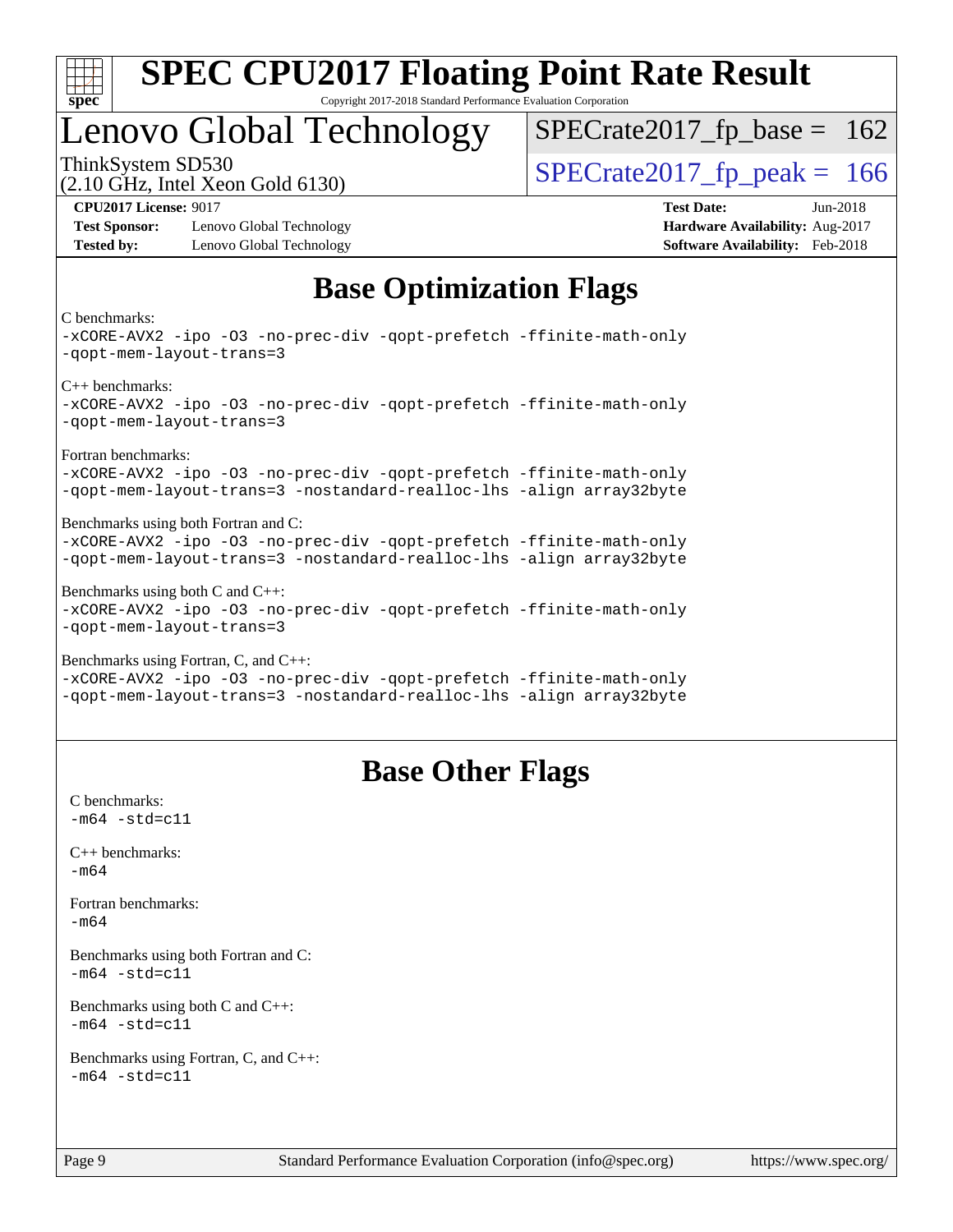# SPEC CPU2017 Floating Point Rate Result

Copyright 2017-2018 Standard Performance Evaluation Corporation

## Lenovo Global Technology

ThinkSystem SD530
(2.10 GHz, Intel Xeon Gold 6130)

SPECrate2017_fp_base = 162

SPECrate2017_fp_peak = 166

**CPU2017 License:** 9017
**Test Sponsor:** Lenovo Global Technology
**Tested by:** Lenovo Global Technology

**Test Date:** Jun-2018
**Hardware Availability:** Aug-2017
**Software Availability:** Feb-2018

## Base Optimization Flags

C benchmarks:
-xCORE-AVX2 -ipo -O3 -no-prec-div -qopt-prefetch -ffinite-math-only
-qopt-mem-layout-trans=3

C++ benchmarks:
-xCORE-AVX2 -ipo -O3 -no-prec-div -qopt-prefetch -ffinite-math-only
-qopt-mem-layout-trans=3

Fortran benchmarks:
-xCORE-AVX2 -ipo -O3 -no-prec-div -qopt-prefetch -ffinite-math-only
-qopt-mem-layout-trans=3 -nostandard-realloc-lhs -align array32byte

Benchmarks using both Fortran and C:
-xCORE-AVX2 -ipo -O3 -no-prec-div -qopt-prefetch -ffinite-math-only
-qopt-mem-layout-trans=3 -nostandard-realloc-lhs -align array32byte

Benchmarks using both C and C++:
-xCORE-AVX2 -ipo -O3 -no-prec-div -qopt-prefetch -ffinite-math-only
-qopt-mem-layout-trans=3

Benchmarks using Fortran, C, and C++:
-xCORE-AVX2 -ipo -O3 -no-prec-div -qopt-prefetch -ffinite-math-only
-qopt-mem-layout-trans=3 -nostandard-realloc-lhs -align array32byte

## Base Other Flags

C benchmarks:
-m64 -std=c11

C++ benchmarks:
-m64

Fortran benchmarks:
-m64

Benchmarks using both Fortran and C:
-m64 -std=c11

Benchmarks using both C and C++:
-m64 -std=c11

Benchmarks using Fortran, C, and C++:
-m64 -std=c11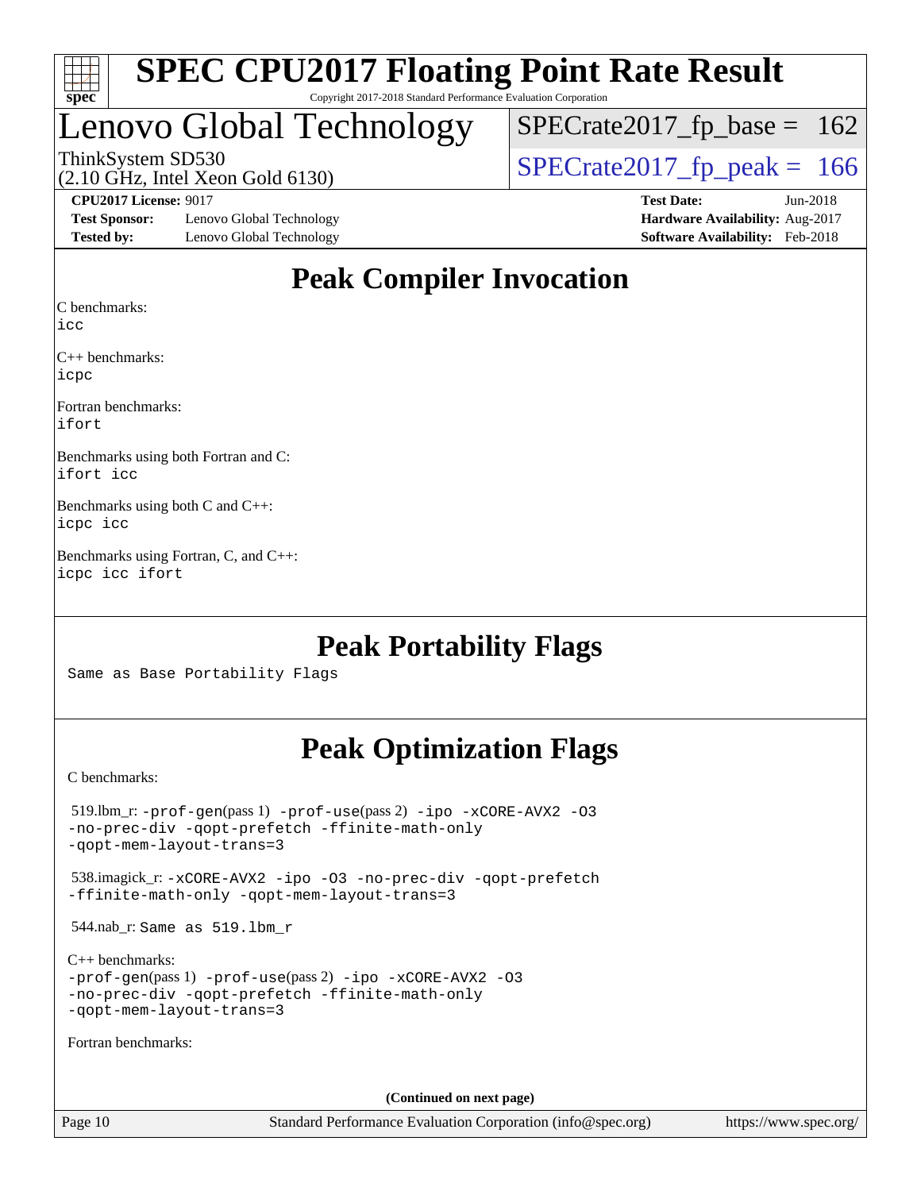# SPEC CPU2017 Floating Point Rate Result

Copyright 2017-2018 Standard Performance Evaluation Corporation

## Lenovo Global Technology

ThinkSystem SD530
(2.10 GHz, Intel Xeon Gold 6130)

SPECrate2017_fp_base = 162

SPECrate2017_fp_peak = 166

**CPU2017 License:** 9017
**Test Sponsor:** Lenovo Global Technology
**Tested by:** Lenovo Global Technology
**Test Date:** Jun-2018
**Hardware Availability:** Aug-2017
**Software Availability:** Feb-2018

## Peak Compiler Invocation

C benchmarks:
icc

C++ benchmarks:
icpc

Fortran benchmarks:
ifort

Benchmarks using both Fortran and C:
ifort icc

Benchmarks using both C and C++:
icpc icc

Benchmarks using Fortran, C, and C++:
icpc icc ifort

## Peak Portability Flags

Same as Base Portability Flags

## Peak Optimization Flags

C benchmarks:

519.lbm_r: -prof-gen(pass 1) -prof-use(pass 2) -ipo -xCORE-AVX2 -O3 -no-prec-div -qopt-prefetch -ffinite-math-only -qopt-mem-layout-trans=3

538.imagick_r: -xCORE-AVX2 -ipo -O3 -no-prec-div -qopt-prefetch -ffinite-math-only -qopt-mem-layout-trans=3

544.nab_r: Same as 519.lbm_r

C++ benchmarks:
-prof-gen(pass 1) -prof-use(pass 2) -ipo -xCORE-AVX2 -O3 -no-prec-div -qopt-prefetch -ffinite-math-only -qopt-mem-layout-trans=3

Fortran benchmarks:

(Continued on next page)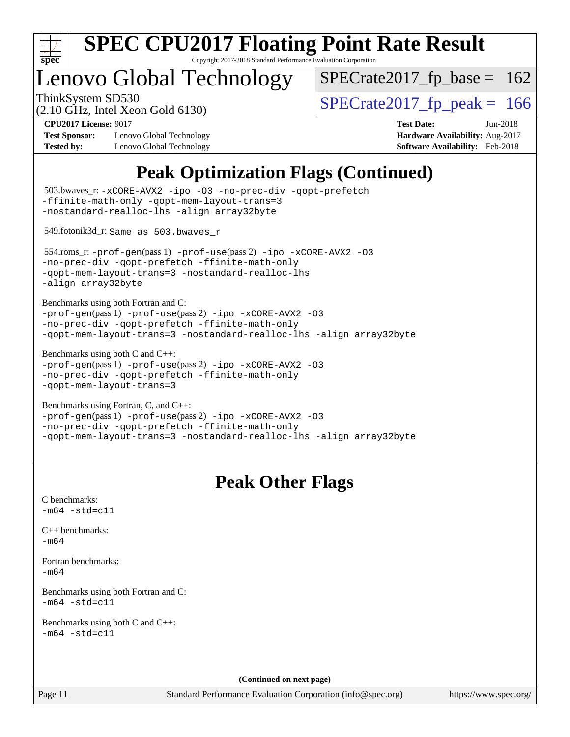# SPEC CPU2017 Floating Point Rate Result

Copyright 2017-2018 Standard Performance Evaluation Corporation

## Lenovo Global Technology

ThinkSystem SD530
(2.10 GHz, Intel Xeon Gold 6130)

SPECrate2017_fp_base = 162

SPECrate2017_fp_peak = 166

**CPU2017 License:** 9017
**Test Sponsor:** Lenovo Global Technology
**Tested by:** Lenovo Global Technology

**Test Date:** Jun-2018
**Hardware Availability:** Aug-2017
**Software Availability:** Feb-2018

## Peak Optimization Flags (Continued)

503.bwaves_r: -xCORE-AVX2 -ipo -O3 -no-prec-div -qopt-prefetch -ffinite-math-only -qopt-mem-layout-trans=3 -nostandard-realloc-lhs -align array32byte

549.fotonik3d_r: Same as 503.bwaves_r

554.roms_r: -prof-gen(pass 1) -prof-use(pass 2) -ipo -xCORE-AVX2 -O3 -no-prec-div -qopt-prefetch -ffinite-math-only -qopt-mem-layout-trans=3 -nostandard-realloc-lhs -align array32byte

Benchmarks using both Fortran and C:
-prof-gen(pass 1) -prof-use(pass 2) -ipo -xCORE-AVX2 -O3 -no-prec-div -qopt-prefetch -ffinite-math-only -qopt-mem-layout-trans=3 -nostandard-realloc-lhs -align array32byte

Benchmarks using both C and C++:
-prof-gen(pass 1) -prof-use(pass 2) -ipo -xCORE-AVX2 -O3 -no-prec-div -qopt-prefetch -ffinite-math-only -qopt-mem-layout-trans=3

Benchmarks using Fortran, C, and C++:
-prof-gen(pass 1) -prof-use(pass 2) -ipo -xCORE-AVX2 -O3 -no-prec-div -qopt-prefetch -ffinite-math-only -qopt-mem-layout-trans=3 -nostandard-realloc-lhs -align array32byte

## Peak Other Flags

C benchmarks:
-m64 -std=c11

C++ benchmarks:
-m64

Fortran benchmarks:
-m64

Benchmarks using both Fortran and C:
-m64 -std=c11

Benchmarks using both C and C++:
-m64 -std=c11

**(Continued on next page)**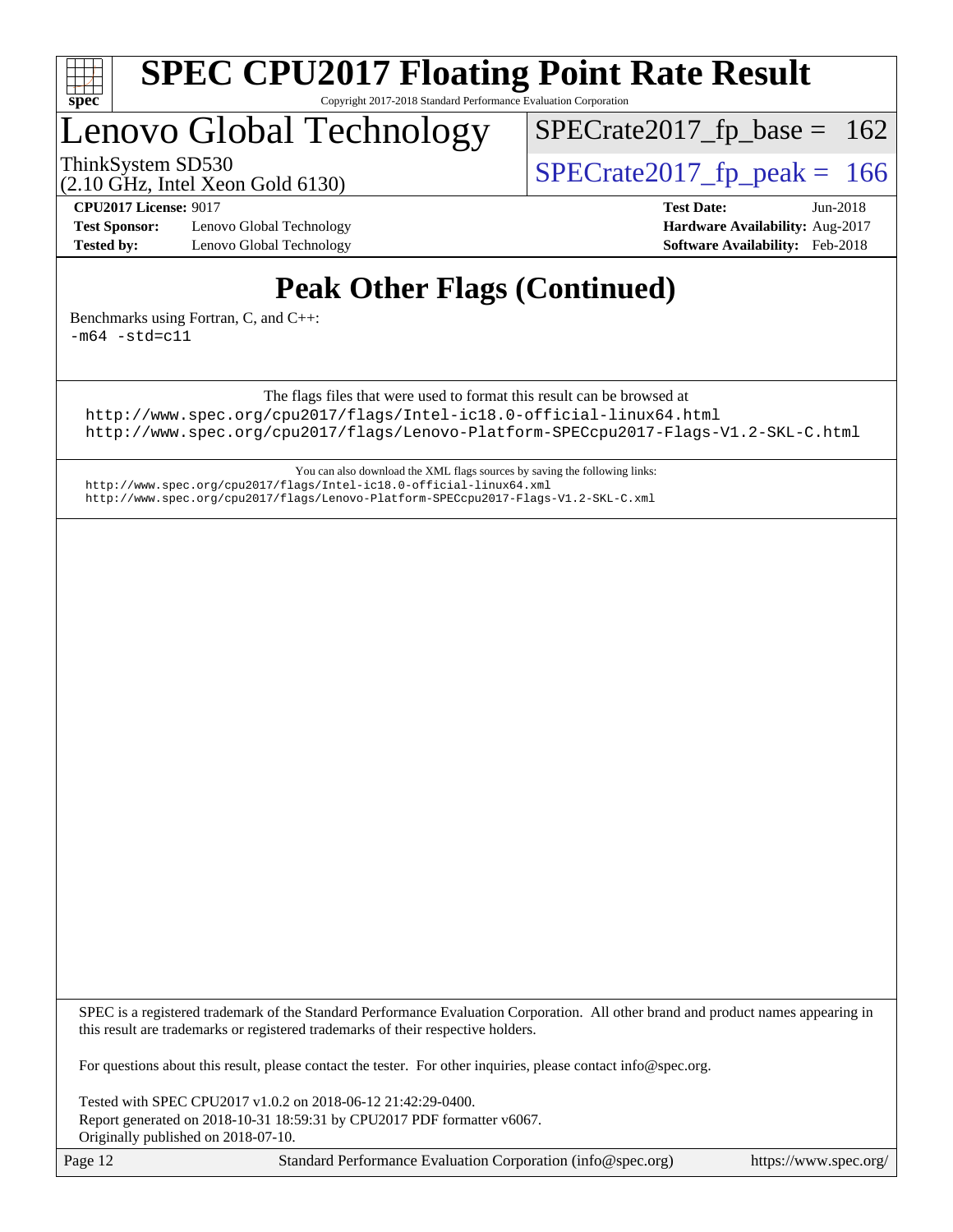# Peak Other Flags (Continued)

Benchmarks using Fortran, C, and C++:
`-m64 -std=c11`

The flags files that were used to format this result can be browsed at
http://www.spec.org/cpu2017/flags/Intel-ic18.0-official-linux64.html
http://www.spec.org/cpu2017/flags/Lenovo-Platform-SPECcpu2017-Flags-V1.2-SKL-C.html

You can also download the XML flags sources by saving the following links:
http://www.spec.org/cpu2017/flags/Intel-ic18.0-official-linux64.xml
http://www.spec.org/cpu2017/flags/Lenovo-Platform-SPECcpu2017-Flags-V1.2-SKL-C.xml

SPEC is a registered trademark of the Standard Performance Evaluation Corporation. All other brand and product names appearing in this result are trademarks or registered trademarks of their respective holders.

For questions about this result, please contact the tester. For other inquiries, please contact info@spec.org.

Tested with SPEC CPU2017 v1.0.2 on 2018-06-12 21:42:29-0400.
Report generated on 2018-10-31 18:59:31 by CPU2017 PDF formatter v6067.
Originally published on 2018-07-10.